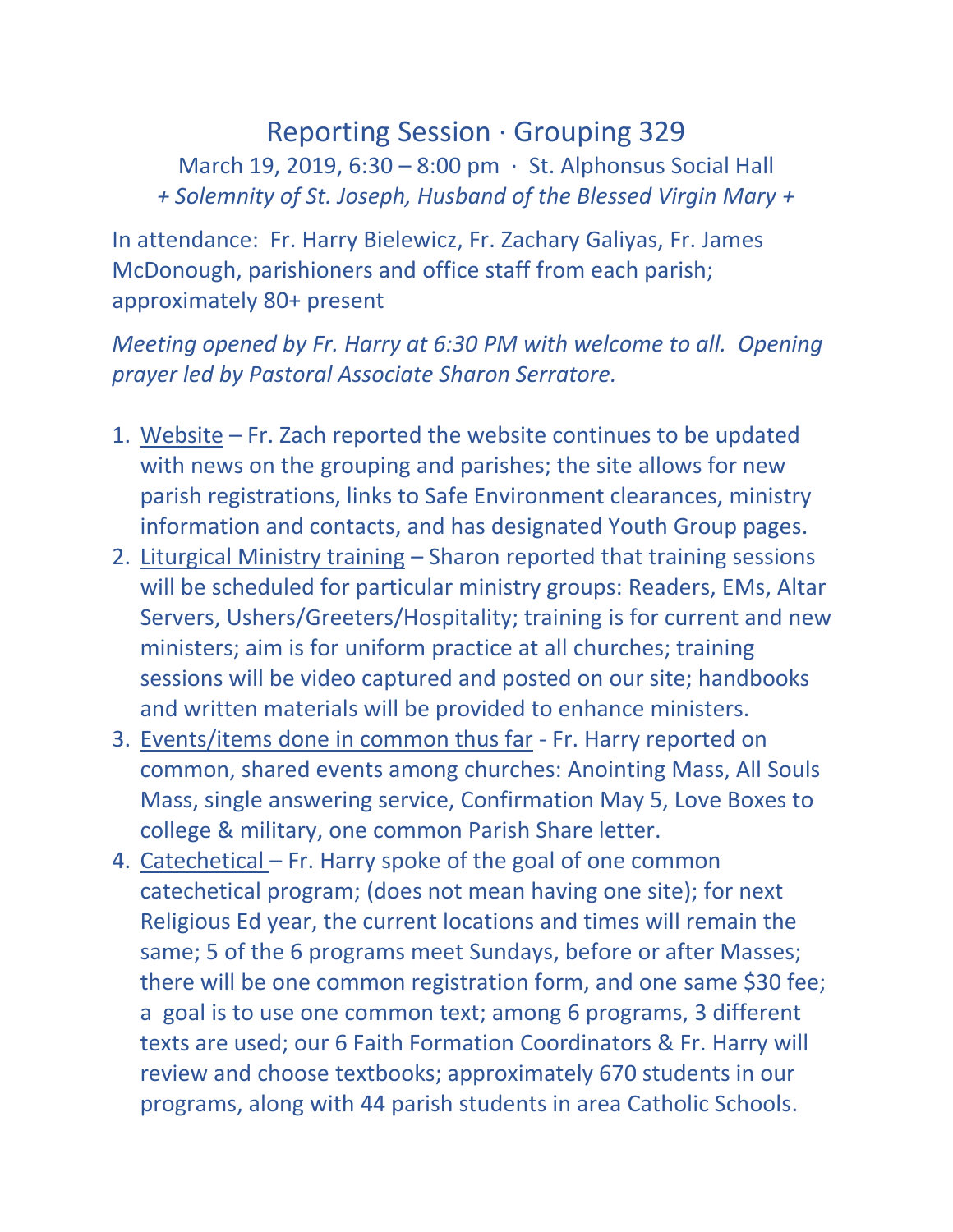# Reporting Session · Grouping 329

March 19, 2019, 6:30 – 8:00 pm · St. Alphonsus Social Hall

*+ Solemnity of St. Joseph, Husband of the Blessed Virgin Mary +*

In attendance: Fr. Harry Bielewicz, Fr. Zachary Galiyas, Fr. James McDonough, parishioners and office staff from each parish; approximately 80+ present

*Meeting opened by Fr. Harry at 6:30 PM with welcome to all. Opening prayer led by Pastoral Associate Sharon Serratore.*

1. <u>Website</u> – Fr. Zach reported the website continues to be updated with news on the grouping and parishes; the site allows for new parish registrations, links to Safe Environment clearances, ministry information and contacts, and has designated Youth Group pages.
2. <u>Liturgical Ministry training</u> – Sharon reported that training sessions will be scheduled for particular ministry groups: Readers, EMs, Altar Servers, Ushers/Greeters/Hospitality; training is for current and new ministers; aim is for uniform practice at all churches; training sessions will be video captured and posted on our site; handbooks and written materials will be provided to enhance ministers.
3. <u>Events/items done in common thus far</u> - Fr. Harry reported on common, shared events among churches: Anointing Mass, All Souls Mass, single answering service, Confirmation May 5, Love Boxes to college & military, one common Parish Share letter.
4. <u>Catechetical</u> – Fr. Harry spoke of the goal of one common catechetical program; (does not mean having one site); for next Religious Ed year, the current locations and times will remain the same; 5 of the 6 programs meet Sundays, before or after Masses; there will be one common registration form, and one same $30 fee; a goal is to use one common text; among 6 programs, 3 different texts are used; our 6 Faith Formation Coordinators & Fr. Harry will review and choose textbooks; approximately 670 students in our programs, along with 44 parish students in area Catholic Schools.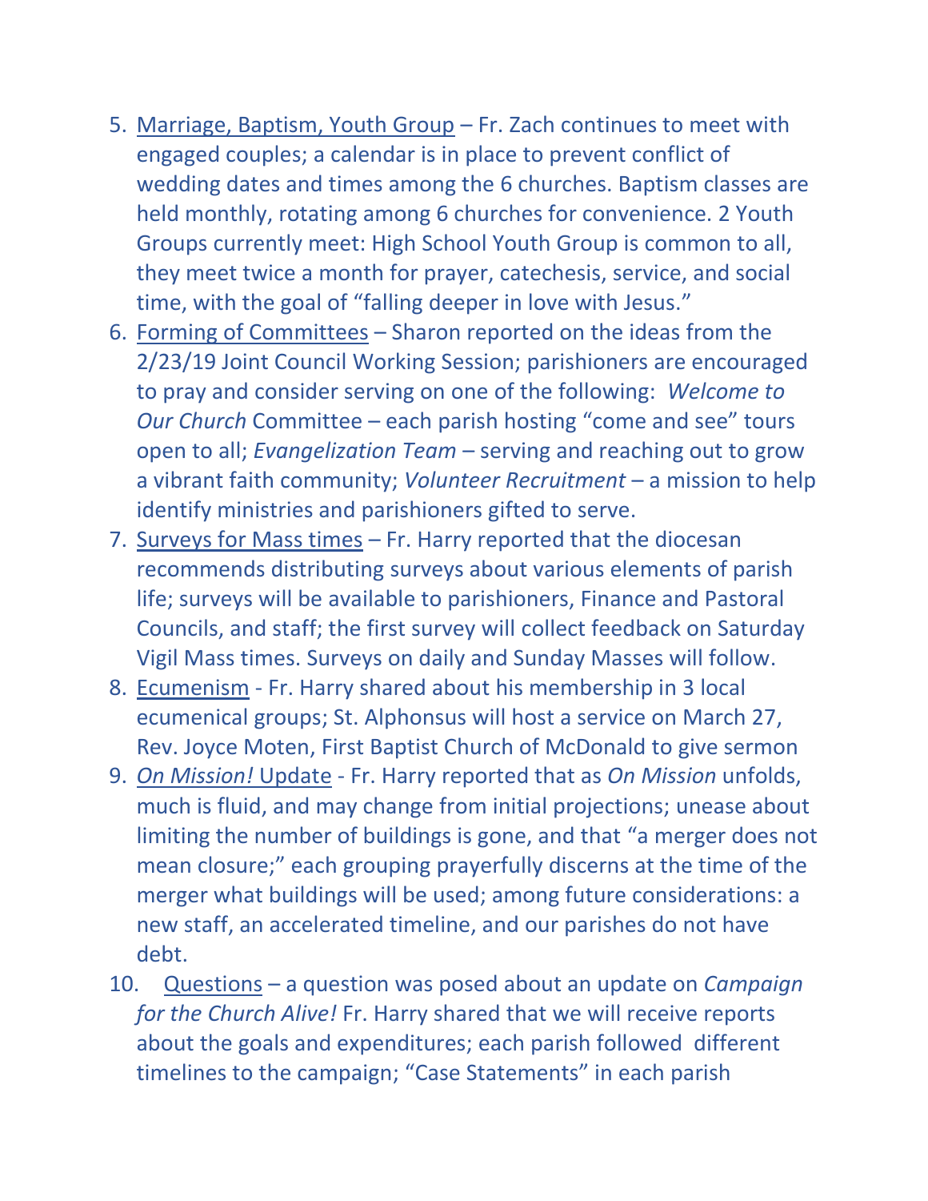5. Marriage, Baptism, Youth Group – Fr. Zach continues to meet with engaged couples; a calendar is in place to prevent conflict of wedding dates and times among the 6 churches. Baptism classes are held monthly, rotating among 6 churches for convenience. 2 Youth Groups currently meet: High School Youth Group is common to all, they meet twice a month for prayer, catechesis, service, and social time, with the goal of "falling deeper in love with Jesus."
6. Forming of Committees – Sharon reported on the ideas from the 2/23/19 Joint Council Working Session; parishioners are encouraged to pray and consider serving on one of the following: *Welcome to Our Church* Committee – each parish hosting "come and see" tours open to all; *Evangelization Team* – serving and reaching out to grow a vibrant faith community; *Volunteer Recruitment* – a mission to help identify ministries and parishioners gifted to serve.
7. Surveys for Mass times – Fr. Harry reported that the diocesan recommends distributing surveys about various elements of parish life; surveys will be available to parishioners, Finance and Pastoral Councils, and staff; the first survey will collect feedback on Saturday Vigil Mass times. Surveys on daily and Sunday Masses will follow.
8. Ecumenism - Fr. Harry shared about his membership in 3 local ecumenical groups; St. Alphonsus will host a service on March 27, Rev. Joyce Moten, First Baptist Church of McDonald to give sermon
9. *On Mission!* Update - Fr. Harry reported that as *On Mission* unfolds, much is fluid, and may change from initial projections; unease about limiting the number of buildings is gone, and that "a merger does not mean closure;" each grouping prayerfully discerns at the time of the merger what buildings will be used; among future considerations: a new staff, an accelerated timeline, and our parishes do not have debt.
10. Questions – a question was posed about an update on *Campaign for the Church Alive!* Fr. Harry shared that we will receive reports about the goals and expenditures; each parish followed different timelines to the campaign; "Case Statements" in each parish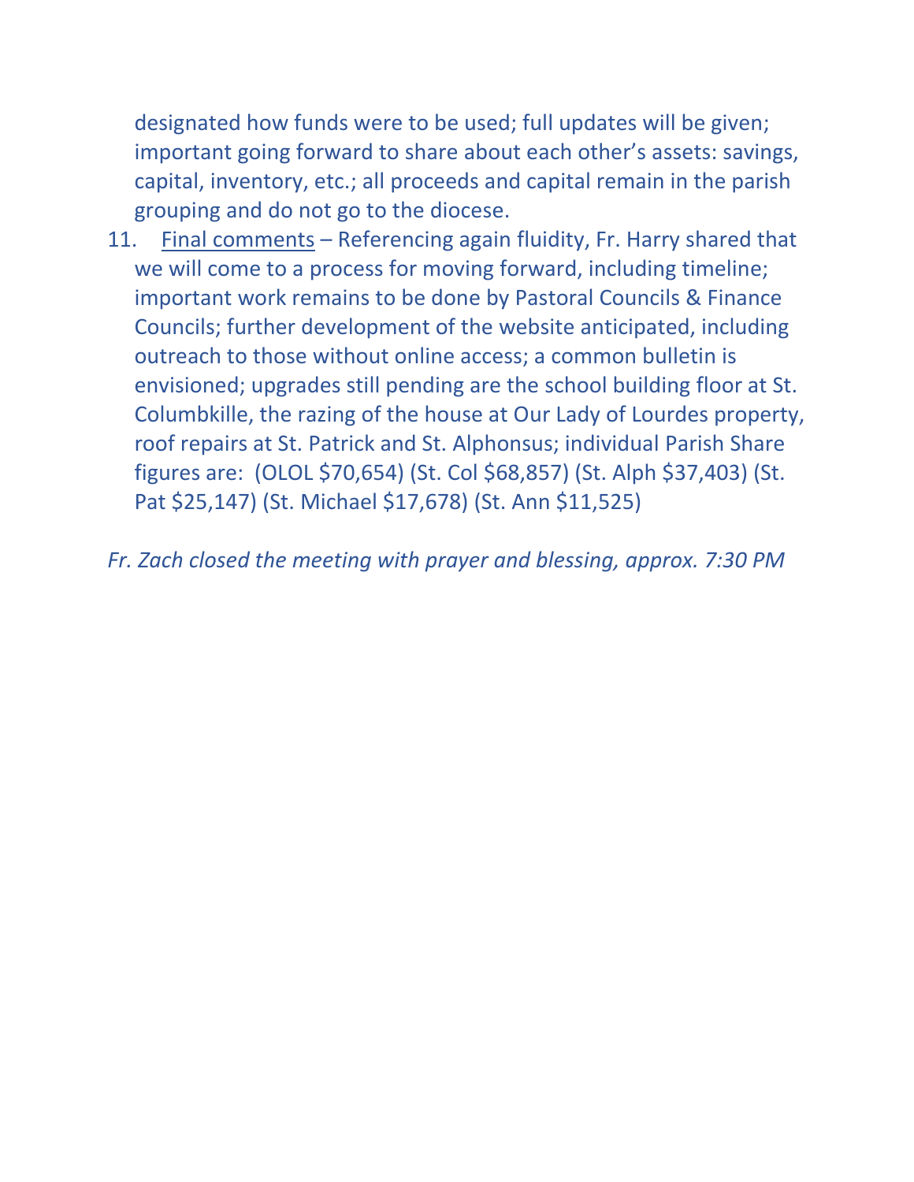designated how funds were to be used; full updates will be given; important going forward to share about each other's assets: savings, capital, inventory, etc.; all proceeds and capital remain in the parish grouping and do not go to the diocese.

11. <u>Final comments</u> – Referencing again fluidity, Fr. Harry shared that we will come to a process for moving forward, including timeline; important work remains to be done by Pastoral Councils & Finance Councils; further development of the website anticipated, including outreach to those without online access; a common bulletin is envisioned; upgrades still pending are the school building floor at St. Columbkille, the razing of the house at Our Lady of Lourdes property, roof repairs at St. Patrick and St. Alphonsus; individual Parish Share figures are: (OLOL $70,654) (St. Col $68,857) (St. Alph $37,403) (St. Pat $25,147) (St. Michael $17,678) (St. Ann $11,525)

*Fr. Zach closed the meeting with prayer and blessing, approx. 7:30 PM*